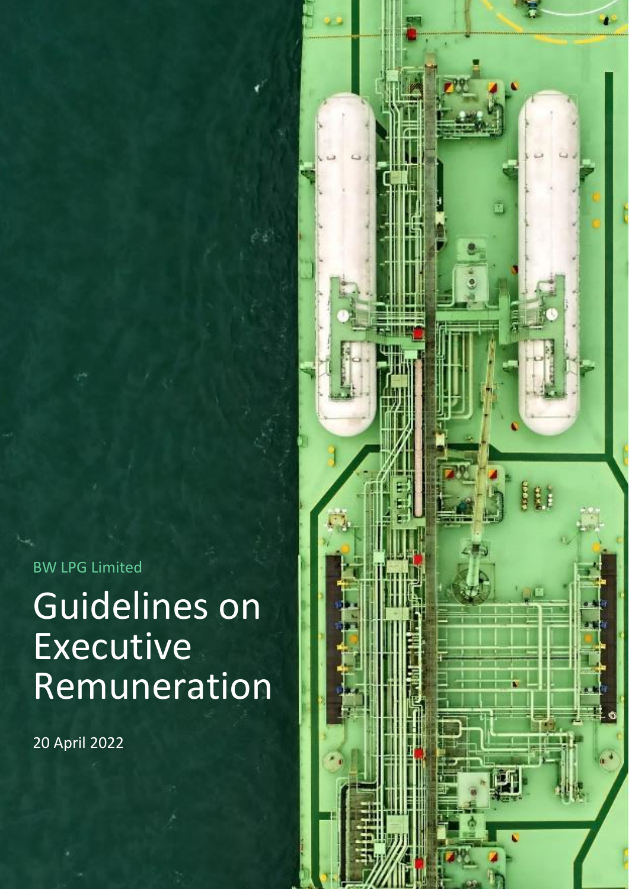BW LPG Limited

# Guidelines on Executive Remuneration

20 April 2022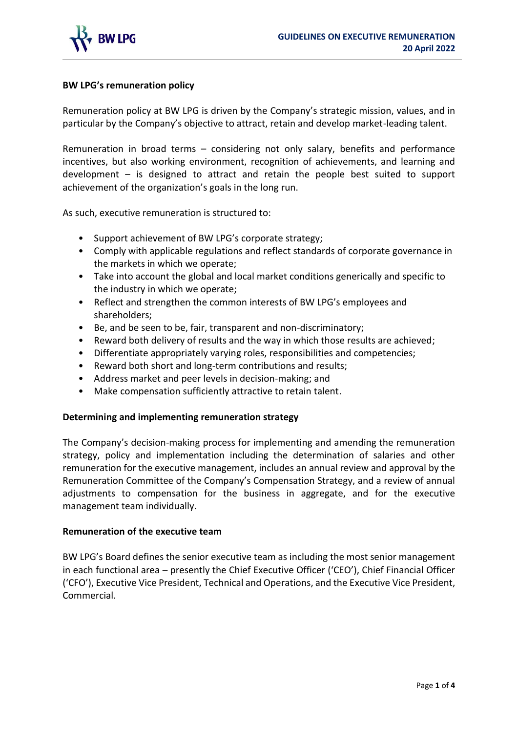## BW LPG's remuneration policy

Remuneration policy at BW LPG is driven by the Company's strategic mission, values, and in particular by the Company's objective to attract, retain and develop market-leading talent.

Remuneration in broad terms – considering not only salary, benefits and performance incentives, but also working environment, recognition of achievements, and learning and development – is designed to attract and retain the people best suited to support achievement of the organization's goals in the long run.

As such, executive remuneration is structured to:

- Support achievement of BW LPG's corporate strategy;
- Comply with applicable regulations and reflect standards of corporate governance in the markets in which we operate;
- Take into account the global and local market conditions generically and specific to the industry in which we operate;
- Reflect and strengthen the common interests of BW LPG's employees and shareholders;
- Be, and be seen to be, fair, transparent and non-discriminatory;
- Reward both delivery of results and the way in which those results are achieved;
- Differentiate appropriately varying roles, responsibilities and competencies;
- Reward both short and long-term contributions and results;
- Address market and peer levels in decision-making; and
- Make compensation sufficiently attractive to retain talent.

## Determining and implementing remuneration strategy

The Company's decision-making process for implementing and amending the remuneration strategy, policy and implementation including the determination of salaries and other remuneration for the executive management, includes an annual review and approval by the Remuneration Committee of the Company's Compensation Strategy, and a review of annual adjustments to compensation for the business in aggregate, and for the executive management team individually.

## Remuneration of the executive team

BW LPG's Board defines the senior executive team as including the most senior management in each functional area – presently the Chief Executive Officer ('CEO'), Chief Financial Officer ('CFO'), Executive Vice President, Technical and Operations, and the Executive Vice President, Commercial.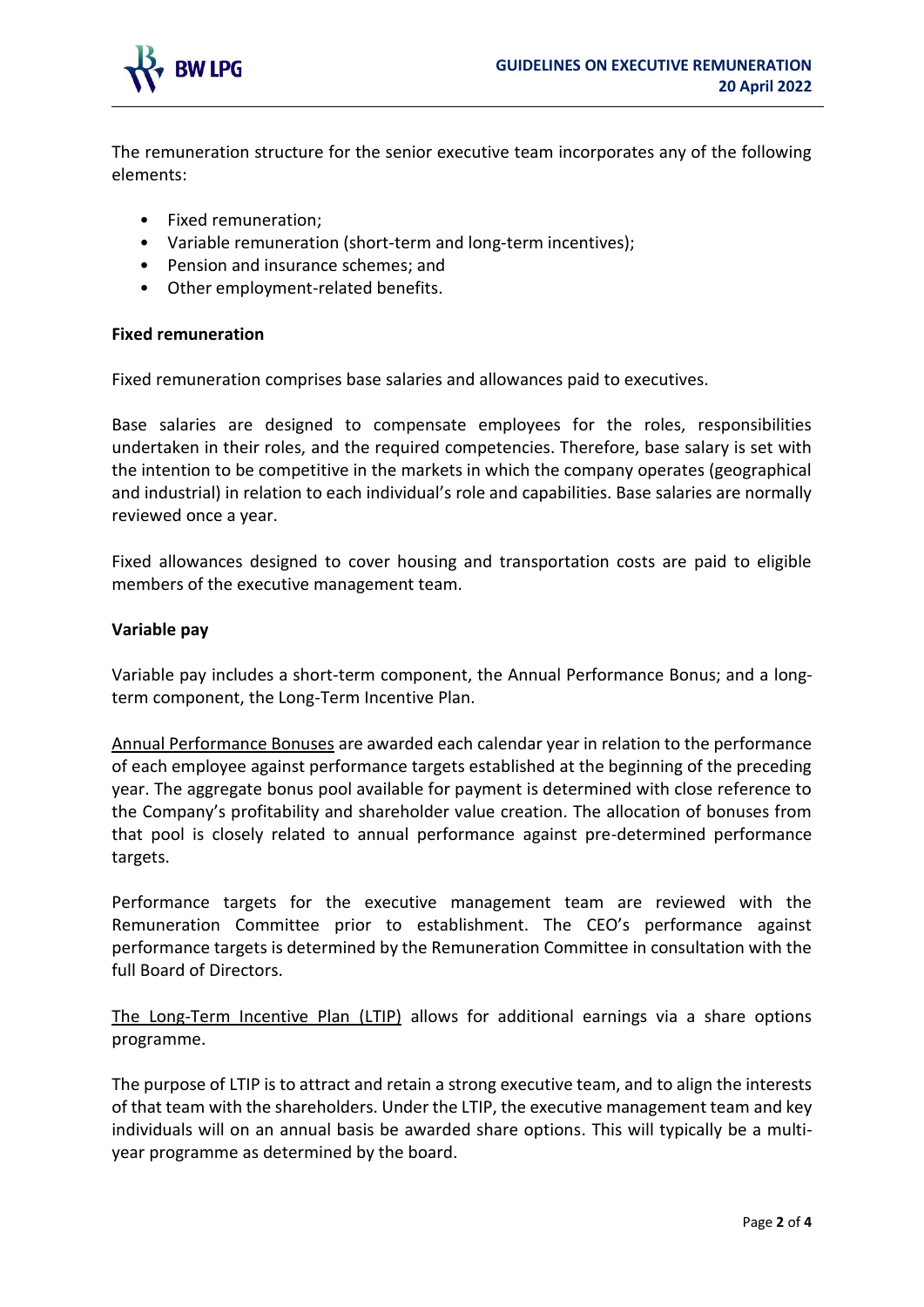The remuneration structure for the senior executive team incorporates any of the following elements:

- Fixed remuneration;
- Variable remuneration (short-term and long-term incentives);
- Pension and insurance schemes; and
- Other employment-related benefits.

**Fixed remuneration**

Fixed remuneration comprises base salaries and allowances paid to executives.

Base salaries are designed to compensate employees for the roles, responsibilities undertaken in their roles, and the required competencies. Therefore, base salary is set with the intention to be competitive in the markets in which the company operates (geographical and industrial) in relation to each individual's role and capabilities. Base salaries are normally reviewed once a year.

Fixed allowances designed to cover housing and transportation costs are paid to eligible members of the executive management team.

**Variable pay**

Variable pay includes a short-term component, the Annual Performance Bonus; and a long-term component, the Long-Term Incentive Plan.

Annual Performance Bonuses are awarded each calendar year in relation to the performance of each employee against performance targets established at the beginning of the preceding year. The aggregate bonus pool available for payment is determined with close reference to the Company's profitability and shareholder value creation. The allocation of bonuses from that pool is closely related to annual performance against pre-determined performance targets.

Performance targets for the executive management team are reviewed with the Remuneration Committee prior to establishment. The CEO's performance against performance targets is determined by the Remuneration Committee in consultation with the full Board of Directors.

The Long-Term Incentive Plan (LTIP) allows for additional earnings via a share options programme.

The purpose of LTIP is to attract and retain a strong executive team, and to align the interests of that team with the shareholders. Under the LTIP, the executive management team and key individuals will on an annual basis be awarded share options. This will typically be a multi-year programme as determined by the board.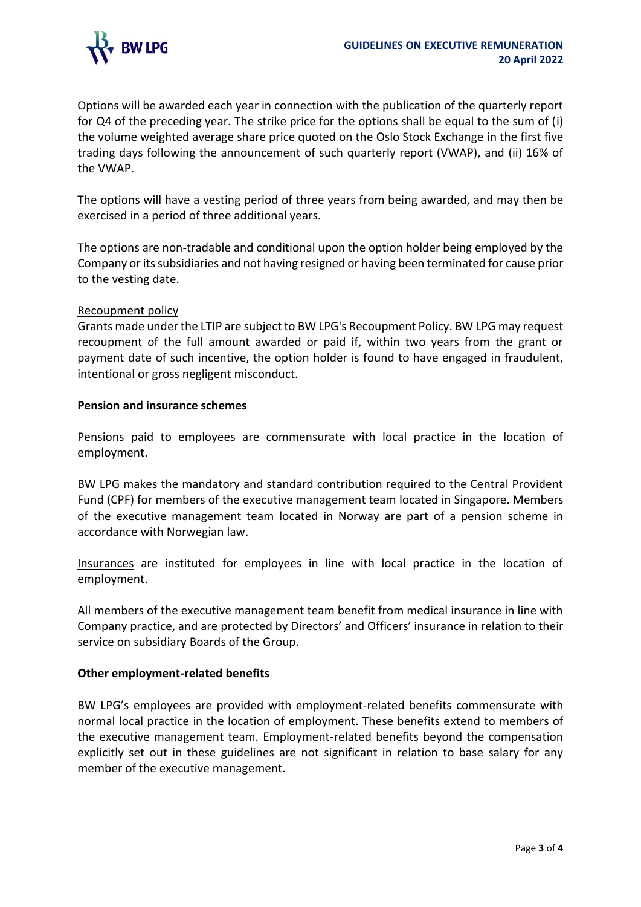Options will be awarded each year in connection with the publication of the quarterly report for Q4 of the preceding year. The strike price for the options shall be equal to the sum of (i) the volume weighted average share price quoted on the Oslo Stock Exchange in the first five trading days following the announcement of such quarterly report (VWAP), and (ii) 16% of the VWAP.

The options will have a vesting period of three years from being awarded, and may then be exercised in a period of three additional years.

The options are non-tradable and conditional upon the option holder being employed by the Company or its subsidiaries and not having resigned or having been terminated for cause prior to the vesting date.

Recoupment policy

Grants made under the LTIP are subject to BW LPG's Recoupment Policy. BW LPG may request recoupment of the full amount awarded or paid if, within two years from the grant or payment date of such incentive, the option holder is found to have engaged in fraudulent, intentional or gross negligent misconduct.

**Pension and insurance schemes**

Pensions paid to employees are commensurate with local practice in the location of employment.

BW LPG makes the mandatory and standard contribution required to the Central Provident Fund (CPF) for members of the executive management team located in Singapore. Members of the executive management team located in Norway are part of a pension scheme in accordance with Norwegian law.

Insurances are instituted for employees in line with local practice in the location of employment.

All members of the executive management team benefit from medical insurance in line with Company practice, and are protected by Directors' and Officers' insurance in relation to their service on subsidiary Boards of the Group.

**Other employment-related benefits**

BW LPG's employees are provided with employment-related benefits commensurate with normal local practice in the location of employment. These benefits extend to members of the executive management team. Employment-related benefits beyond the compensation explicitly set out in these guidelines are not significant in relation to base salary for any member of the executive management.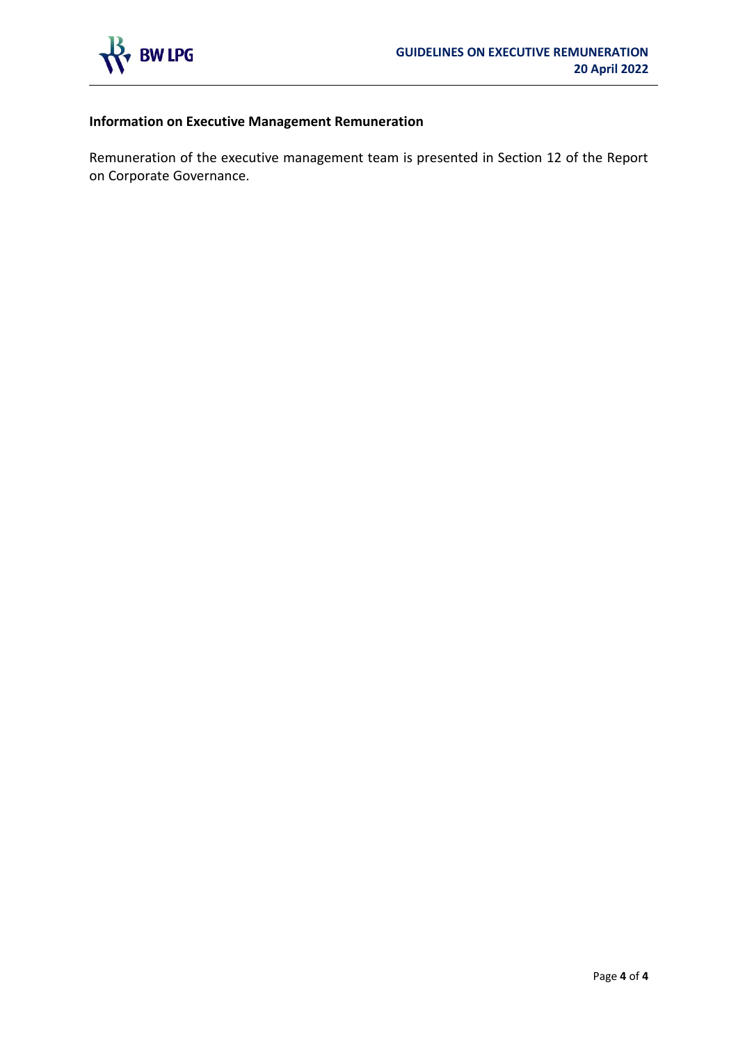## Information on Executive Management Remuneration

Remuneration of the executive management team is presented in Section 12 of the Report on Corporate Governance.